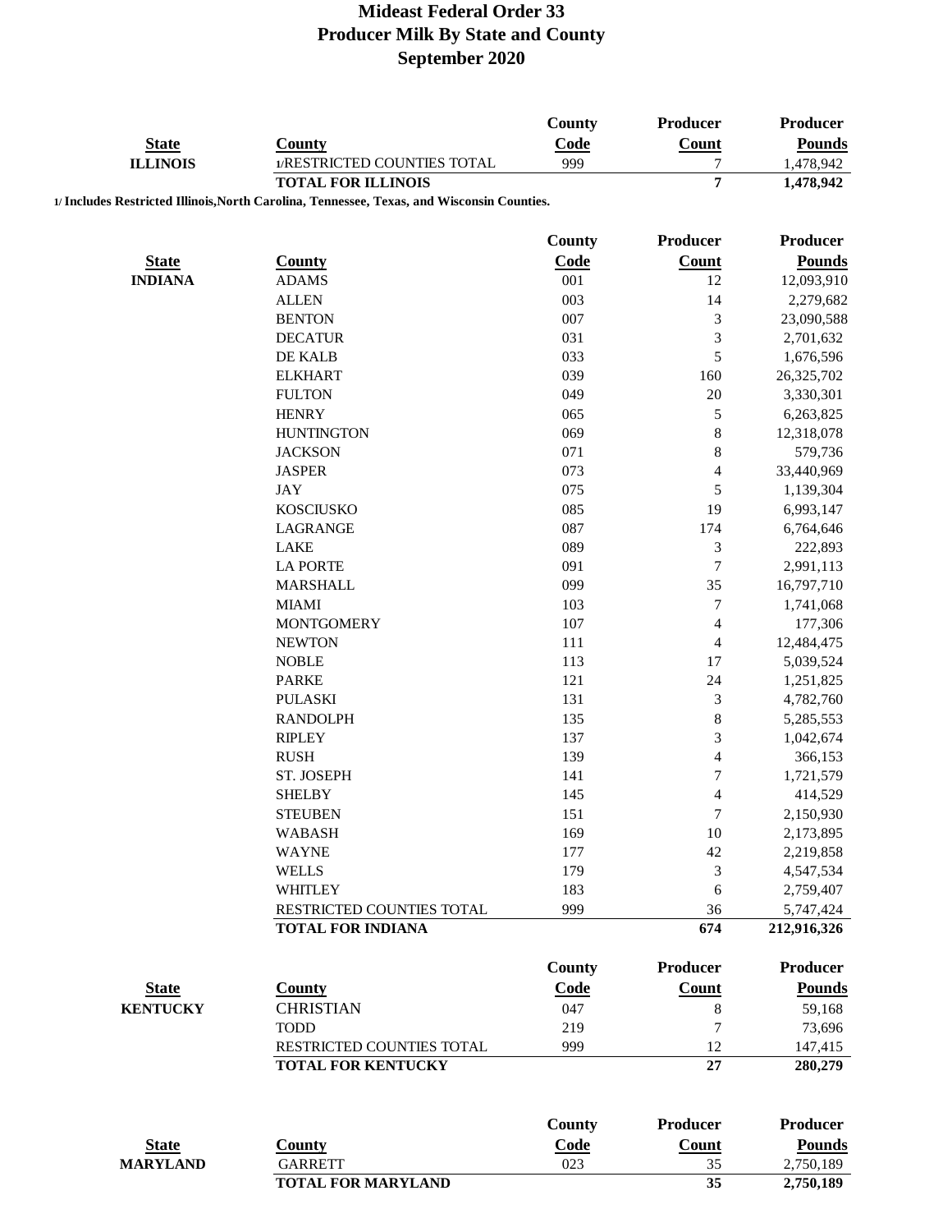# Mideast Federal Order 33
# Producer Milk By State and County
# September 2020

| State | County | County Code | Producer Count | Producer Pounds |
|---|---|---|---|---|
| **ILLINOIS** | 1/RESTRICTED COUNTIES TOTAL | 999 | 7 | 1,478,942 |
| | **TOTAL FOR ILLINOIS** | | **7** | **1,478,942** |

**1/ Includes Restricted Illinois,North Carolina, Tennessee, Texas, and Wisconsin Counties.**

| State | County | County Code | Producer Count | Producer Pounds |
|---|---|---|---|---|
| **INDIANA** | ADAMS | 001 | 12 | 12,093,910 |
| | ALLEN | 003 | 14 | 2,279,682 |
| | BENTON | 007 | 3 | 23,090,588 |
| | DECATUR | 031 | 3 | 2,701,632 |
| | DE KALB | 033 | 5 | 1,676,596 |
| | ELKHART | 039 | 160 | 26,325,702 |
| | FULTON | 049 | 20 | 3,330,301 |
| | HENRY | 065 | 5 | 6,263,825 |
| | HUNTINGTON | 069 | 8 | 12,318,078 |
| | JACKSON | 071 | 8 | 579,736 |
| | JASPER | 073 | 4 | 33,440,969 |
| | JAY | 075 | 5 | 1,139,304 |
| | KOSCIUSKO | 085 | 19 | 6,993,147 |
| | LAGRANGE | 087 | 174 | 6,764,646 |
| | LAKE | 089 | 3 | 222,893 |
| | LA PORTE | 091 | 7 | 2,991,113 |
| | MARSHALL | 099 | 35 | 16,797,710 |
| | MIAMI | 103 | 7 | 1,741,068 |
| | MONTGOMERY | 107 | 4 | 177,306 |
| | NEWTON | 111 | 4 | 12,484,475 |
| | NOBLE | 113 | 17 | 5,039,524 |
| | PARKE | 121 | 24 | 1,251,825 |
| | PULASKI | 131 | 3 | 4,782,760 |
| | RANDOLPH | 135 | 8 | 5,285,553 |
| | RIPLEY | 137 | 3 | 1,042,674 |
| | RUSH | 139 | 4 | 366,153 |
| | ST. JOSEPH | 141 | 7 | 1,721,579 |
| | SHELBY | 145 | 4 | 414,529 |
| | STEUBEN | 151 | 7 | 2,150,930 |
| | WABASH | 169 | 10 | 2,173,895 |
| | WAYNE | 177 | 42 | 2,219,858 |
| | WELLS | 179 | 3 | 4,547,534 |
| | WHITLEY | 183 | 6 | 2,759,407 |
| | RESTRICTED COUNTIES TOTAL | 999 | 36 | 5,747,424 |
| | **TOTAL FOR INDIANA** | | **674** | **212,916,326** |

| State | County | County Code | Producer Count | Producer Pounds |
|---|---|---|---|---|
| **KENTUCKY** | CHRISTIAN | 047 | 8 | 59,168 |
| | TODD | 219 | 7 | 73,696 |
| | RESTRICTED COUNTIES TOTAL | 999 | 12 | 147,415 |
| | **TOTAL FOR KENTUCKY** | | **27** | **280,279** |

| State | County | County Code | Producer Count | Producer Pounds |
|---|---|---|---|---|
| **MARYLAND** | GARRETT | 023 | 35 | 2,750,189 |
| | **TOTAL FOR MARYLAND** | | **35** | **2,750,189** |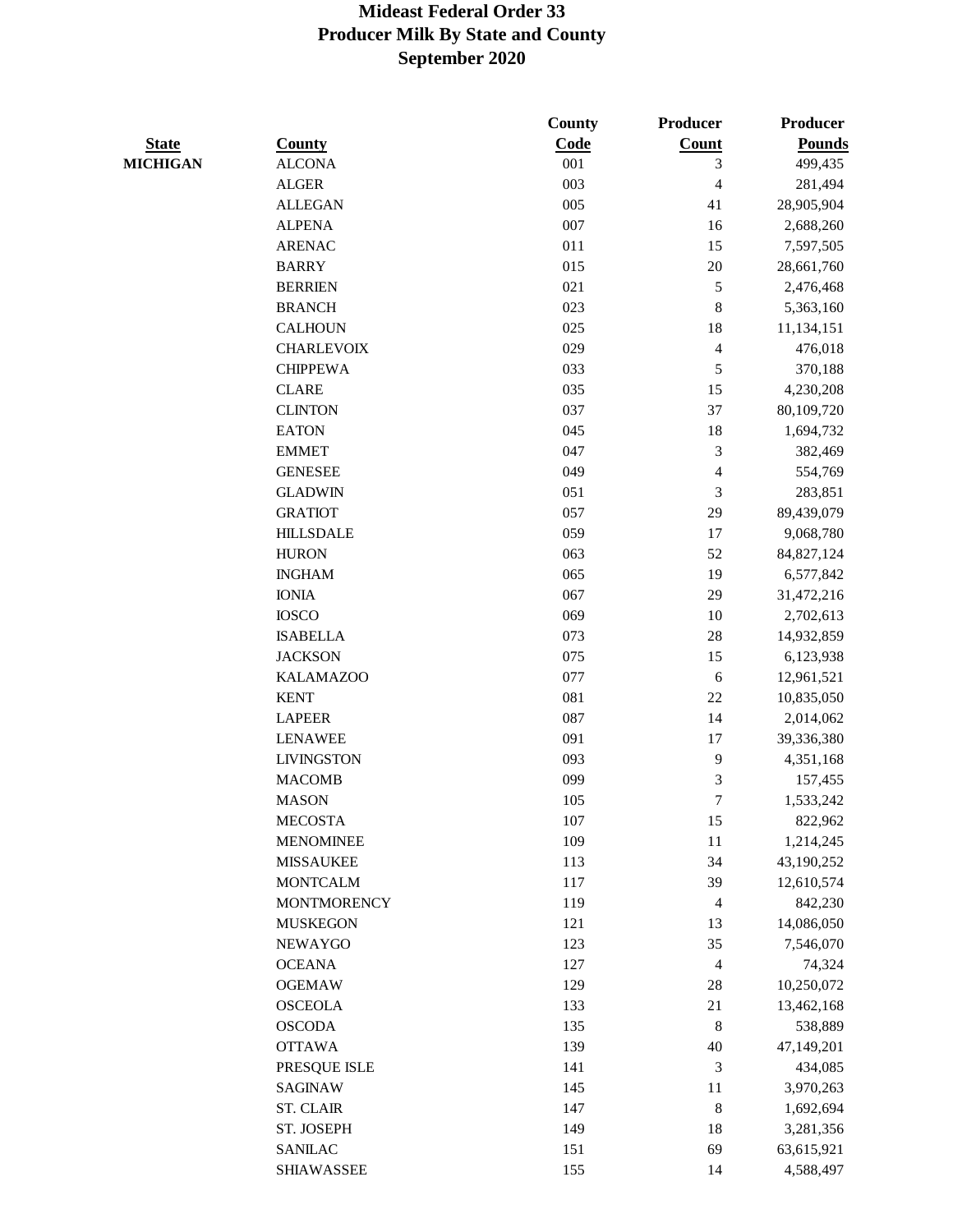# Mideast Federal Order 33
## Producer Milk By State and County
## September 2020

| State | County | County Code | Producer Count | Producer Pounds |
|---|---|---|---|---|
| MICHIGAN | ALCONA | 001 | 3 | 499,435 |
| | ALGER | 003 | 4 | 281,494 |
| | ALLEGAN | 005 | 41 | 28,905,904 |
| | ALPENA | 007 | 16 | 2,688,260 |
| | ARENAC | 011 | 15 | 7,597,505 |
| | BARRY | 015 | 20 | 28,661,760 |
| | BERRIEN | 021 | 5 | 2,476,468 |
| | BRANCH | 023 | 8 | 5,363,160 |
| | CALHOUN | 025 | 18 | 11,134,151 |
| | CHARLEVOIX | 029 | 4 | 476,018 |
| | CHIPPEWA | 033 | 5 | 370,188 |
| | CLARE | 035 | 15 | 4,230,208 |
| | CLINTON | 037 | 37 | 80,109,720 |
| | EATON | 045 | 18 | 1,694,732 |
| | EMMET | 047 | 3 | 382,469 |
| | GENESEE | 049 | 4 | 554,769 |
| | GLADWIN | 051 | 3 | 283,851 |
| | GRATIOT | 057 | 29 | 89,439,079 |
| | HILLSDALE | 059 | 17 | 9,068,780 |
| | HURON | 063 | 52 | 84,827,124 |
| | INGHAM | 065 | 19 | 6,577,842 |
| | IONIA | 067 | 29 | 31,472,216 |
| | IOSCO | 069 | 10 | 2,702,613 |
| | ISABELLA | 073 | 28 | 14,932,859 |
| | JACKSON | 075 | 15 | 6,123,938 |
| | KALAMAZOO | 077 | 6 | 12,961,521 |
| | KENT | 081 | 22 | 10,835,050 |
| | LAPEER | 087 | 14 | 2,014,062 |
| | LENAWEE | 091 | 17 | 39,336,380 |
| | LIVINGSTON | 093 | 9 | 4,351,168 |
| | MACOMB | 099 | 3 | 157,455 |
| | MASON | 105 | 7 | 1,533,242 |
| | MECOSTA | 107 | 15 | 822,962 |
| | MENOMINEE | 109 | 11 | 1,214,245 |
| | MISSAUKEE | 113 | 34 | 43,190,252 |
| | MONTCALM | 117 | 39 | 12,610,574 |
| | MONTMORENCY | 119 | 4 | 842,230 |
| | MUSKEGON | 121 | 13 | 14,086,050 |
| | NEWAYGO | 123 | 35 | 7,546,070 |
| | OCEANA | 127 | 4 | 74,324 |
| | OGEMAW | 129 | 28 | 10,250,072 |
| | OSCEOLA | 133 | 21 | 13,462,168 |
| | OSCODA | 135 | 8 | 538,889 |
| | OTTAWA | 139 | 40 | 47,149,201 |
| | PRESQUE ISLE | 141 | 3 | 434,085 |
| | SAGINAW | 145 | 11 | 3,970,263 |
| | ST. CLAIR | 147 | 8 | 1,692,694 |
| | ST. JOSEPH | 149 | 18 | 3,281,356 |
| | SANILAC | 151 | 69 | 63,615,921 |
| | SHIAWASSEE | 155 | 14 | 4,588,497 |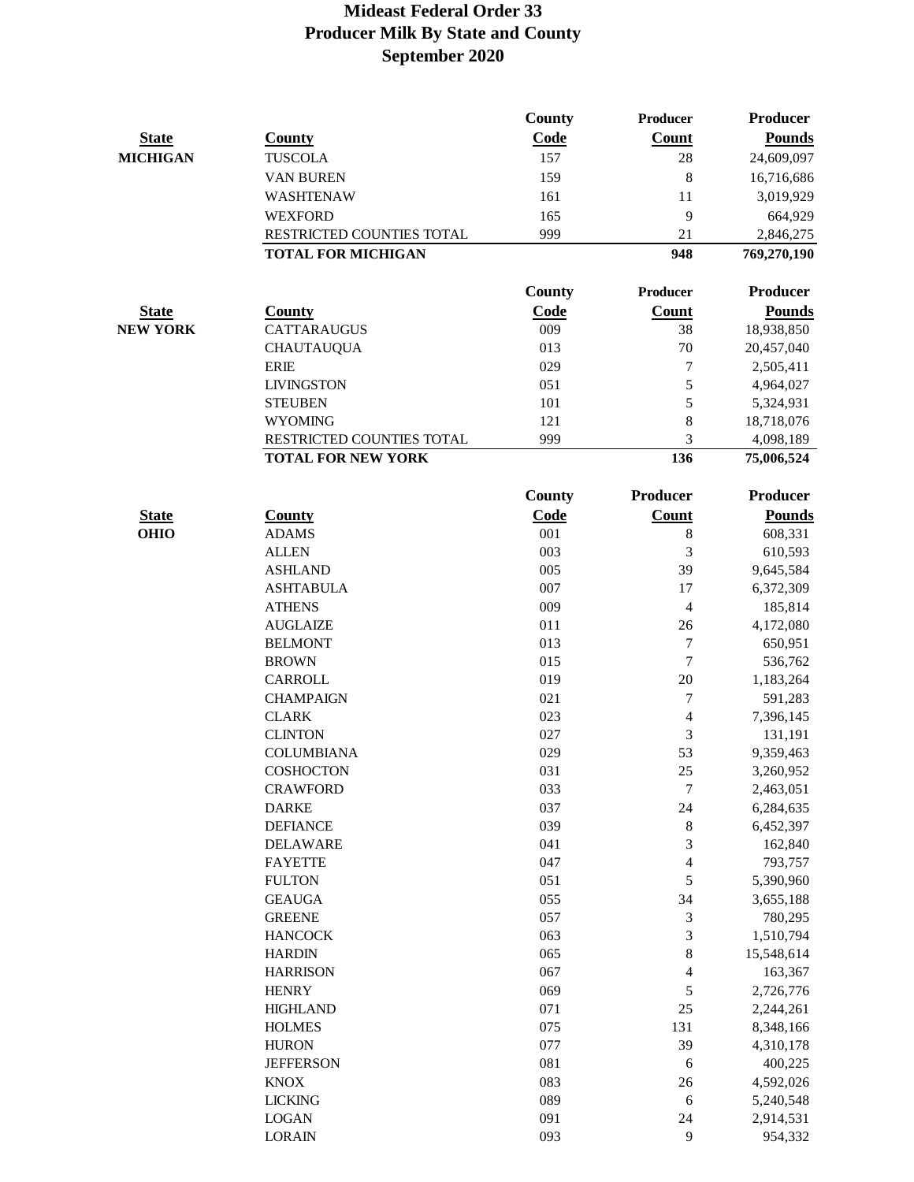# Mideast Federal Order 33
## Producer Milk By State and County
## September 2020

| State | County | County Code | Producer Count | Producer Pounds |
|---|---|---|---|---|
| **MICHIGAN** | TUSCOLA | 157 | 28 | 24,609,097 |
| | VAN BUREN | 159 | 8 | 16,716,686 |
| | WASHTENAW | 161 | 11 | 3,019,929 |
| | WEXFORD | 165 | 9 | 664,929 |
| | RESTRICTED COUNTIES TOTAL | 999 | 21 | 2,846,275 |
| | **TOTAL FOR MICHIGAN** | | **948** | **769,270,190** |

| State | County | County Code | Producer Count | Producer Pounds |
|---|---|---|---|---|
| **NEW YORK** | CATTARAUGUS | 009 | 38 | 18,938,850 |
| | CHAUTAUQUA | 013 | 70 | 20,457,040 |
| | ERIE | 029 | 7 | 2,505,411 |
| | LIVINGSTON | 051 | 5 | 4,964,027 |
| | STEUBEN | 101 | 5 | 5,324,931 |
| | WYOMING | 121 | 8 | 18,718,076 |
| | RESTRICTED COUNTIES TOTAL | 999 | 3 | 4,098,189 |
| | **TOTAL FOR NEW YORK** | | **136** | **75,006,524** |

| State | County | County Code | Producer Count | Producer Pounds |
|---|---|---|---|---|
| **OHIO** | ADAMS | 001 | 8 | 608,331 |
| | ALLEN | 003 | 3 | 610,593 |
| | ASHLAND | 005 | 39 | 9,645,584 |
| | ASHTABULA | 007 | 17 | 6,372,309 |
| | ATHENS | 009 | 4 | 185,814 |
| | AUGLAIZE | 011 | 26 | 4,172,080 |
| | BELMONT | 013 | 7 | 650,951 |
| | BROWN | 015 | 7 | 536,762 |
| | CARROLL | 019 | 20 | 1,183,264 |
| | CHAMPAIGN | 021 | 7 | 591,283 |
| | CLARK | 023 | 4 | 7,396,145 |
| | CLINTON | 027 | 3 | 131,191 |
| | COLUMBIANA | 029 | 53 | 9,359,463 |
| | COSHOCTON | 031 | 25 | 3,260,952 |
| | CRAWFORD | 033 | 7 | 2,463,051 |
| | DARKE | 037 | 24 | 6,284,635 |
| | DEFIANCE | 039 | 8 | 6,452,397 |
| | DELAWARE | 041 | 3 | 162,840 |
| | FAYETTE | 047 | 4 | 793,757 |
| | FULTON | 051 | 5 | 5,390,960 |
| | GEAUGA | 055 | 34 | 3,655,188 |
| | GREENE | 057 | 3 | 780,295 |
| | HANCOCK | 063 | 3 | 1,510,794 |
| | HARDIN | 065 | 8 | 15,548,614 |
| | HARRISON | 067 | 4 | 163,367 |
| | HENRY | 069 | 5 | 2,726,776 |
| | HIGHLAND | 071 | 25 | 2,244,261 |
| | HOLMES | 075 | 131 | 8,348,166 |
| | HURON | 077 | 39 | 4,310,178 |
| | JEFFERSON | 081 | 6 | 400,225 |
| | KNOX | 083 | 26 | 4,592,026 |
| | LICKING | 089 | 6 | 5,240,548 |
| | LOGAN | 091 | 24 | 2,914,531 |
| | LORAIN | 093 | 9 | 954,332 |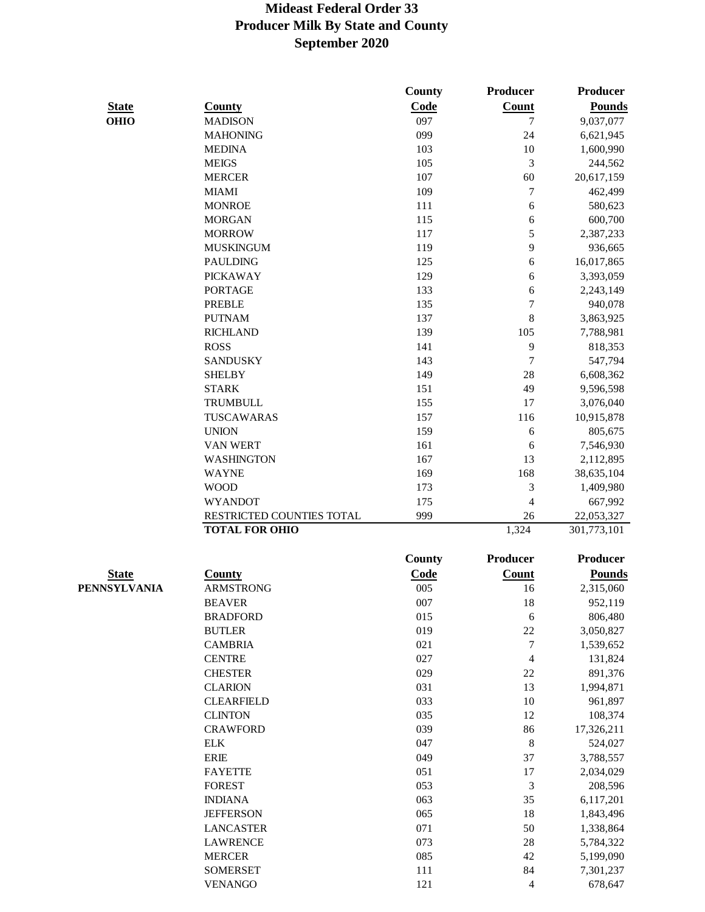# Mideast Federal Order 33
# Producer Milk By State and County
# September 2020

| State | County | County Code | Producer Count | Producer Pounds |
|---|---|---|---|---|
| OHIO | MADISON | 097 | 7 | 9,037,077 |
| | MAHONING | 099 | 24 | 6,621,945 |
| | MEDINA | 103 | 10 | 1,600,990 |
| | MEIGS | 105 | 3 | 244,562 |
| | MERCER | 107 | 60 | 20,617,159 |
| | MIAMI | 109 | 7 | 462,499 |
| | MONROE | 111 | 6 | 580,623 |
| | MORGAN | 115 | 6 | 600,700 |
| | MORROW | 117 | 5 | 2,387,233 |
| | MUSKINGUM | 119 | 9 | 936,665 |
| | PAULDING | 125 | 6 | 16,017,865 |
| | PICKAWAY | 129 | 6 | 3,393,059 |
| | PORTAGE | 133 | 6 | 2,243,149 |
| | PREBLE | 135 | 7 | 940,078 |
| | PUTNAM | 137 | 8 | 3,863,925 |
| | RICHLAND | 139 | 105 | 7,788,981 |
| | ROSS | 141 | 9 | 818,353 |
| | SANDUSKY | 143 | 7 | 547,794 |
| | SHELBY | 149 | 28 | 6,608,362 |
| | STARK | 151 | 49 | 9,596,598 |
| | TRUMBULL | 155 | 17 | 3,076,040 |
| | TUSCAWARAS | 157 | 116 | 10,915,878 |
| | UNION | 159 | 6 | 805,675 |
| | VAN WERT | 161 | 6 | 7,546,930 |
| | WASHINGTON | 167 | 13 | 2,112,895 |
| | WAYNE | 169 | 168 | 38,635,104 |
| | WOOD | 173 | 3 | 1,409,980 |
| | WYANDOT | 175 | 4 | 667,992 |
| | RESTRICTED COUNTIES TOTAL | 999 | 26 | 22,053,327 |
| | **TOTAL FOR OHIO** | | 1,324 | 301,773,101 |

| State | County | County Code | Producer Count | Producer Pounds |
|---|---|---|---|---|
| PENNSYLVANIA | ARMSTRONG | 005 | 16 | 2,315,060 |
| | BEAVER | 007 | 18 | 952,119 |
| | BRADFORD | 015 | 6 | 806,480 |
| | BUTLER | 019 | 22 | 3,050,827 |
| | CAMBRIA | 021 | 7 | 1,539,652 |
| | CENTRE | 027 | 4 | 131,824 |
| | CHESTER | 029 | 22 | 891,376 |
| | CLARION | 031 | 13 | 1,994,871 |
| | CLEARFIELD | 033 | 10 | 961,897 |
| | CLINTON | 035 | 12 | 108,374 |
| | CRAWFORD | 039 | 86 | 17,326,211 |
| | ELK | 047 | 8 | 524,027 |
| | ERIE | 049 | 37 | 3,788,557 |
| | FAYETTE | 051 | 17 | 2,034,029 |
| | FOREST | 053 | 3 | 208,596 |
| | INDIANA | 063 | 35 | 6,117,201 |
| | JEFFERSON | 065 | 18 | 1,843,496 |
| | LANCASTER | 071 | 50 | 1,338,864 |
| | LAWRENCE | 073 | 28 | 5,784,322 |
| | MERCER | 085 | 42 | 5,199,090 |
| | SOMERSET | 111 | 84 | 7,301,237 |
| | VENANGO | 121 | 4 | 678,647 |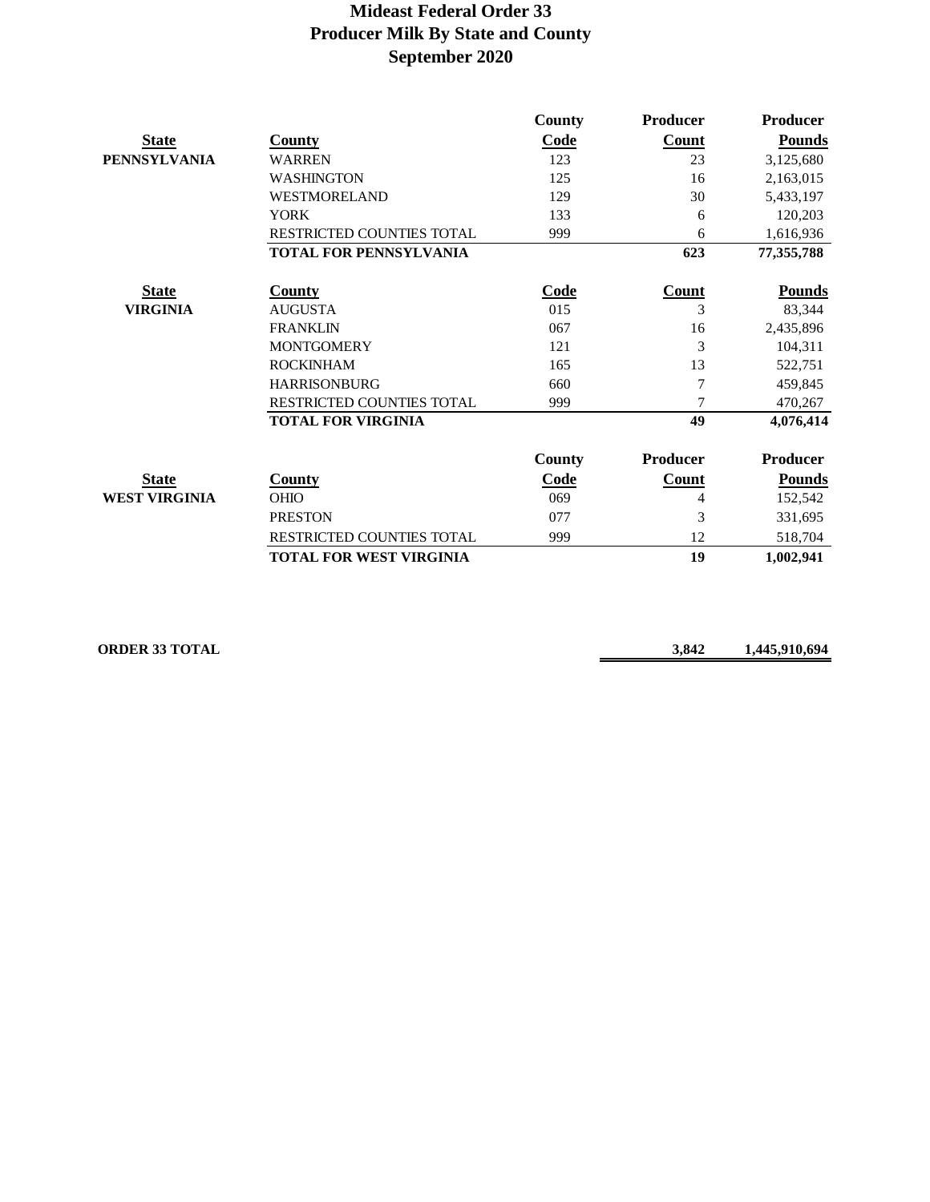# Mideast Federal Order 33
# Producer Milk By State and County
# September 2020

| State | County | County Code | Producer Count | Producer Pounds |
|---|---|---|---|---|
| PENNSYLVANIA | WARREN | 123 | 23 | 3,125,680 |
| | WASHINGTON | 125 | 16 | 2,163,015 |
| | WESTMORELAND | 129 | 30 | 5,433,197 |
| | YORK | 133 | 6 | 120,203 |
| | RESTRICTED COUNTIES TOTAL | 999 | 6 | 1,616,936 |
| | **TOTAL FOR PENNSYLVANIA** | | **623** | **77,355,788** |

| State | County | Code | Count | Pounds |
|---|---|---|---|---|
| VIRGINIA | AUGUSTA | 015 | 3 | 83,344 |
| | FRANKLIN | 067 | 16 | 2,435,896 |
| | MONTGOMERY | 121 | 3 | 104,311 |
| | ROCKINHAM | 165 | 13 | 522,751 |
| | HARRISONBURG | 660 | 7 | 459,845 |
| | RESTRICTED COUNTIES TOTAL | 999 | 7 | 470,267 |
| | **TOTAL FOR VIRGINIA** | | **49** | **4,076,414** |

| State | County | County Code | Producer Count | Producer Pounds |
|---|---|---|---|---|
| WEST VIRGINIA | OHIO | 069 | 4 | 152,542 |
| | PRESTON | 077 | 3 | 331,695 |
| | RESTRICTED COUNTIES TOTAL | 999 | 12 | 518,704 |
| | **TOTAL FOR WEST VIRGINIA** | | **19** | **1,002,941** |

| | | | | |
|---|---|---|---|---|
| **ORDER 33 TOTAL** | | | **3,842** | **1,445,910,694** |